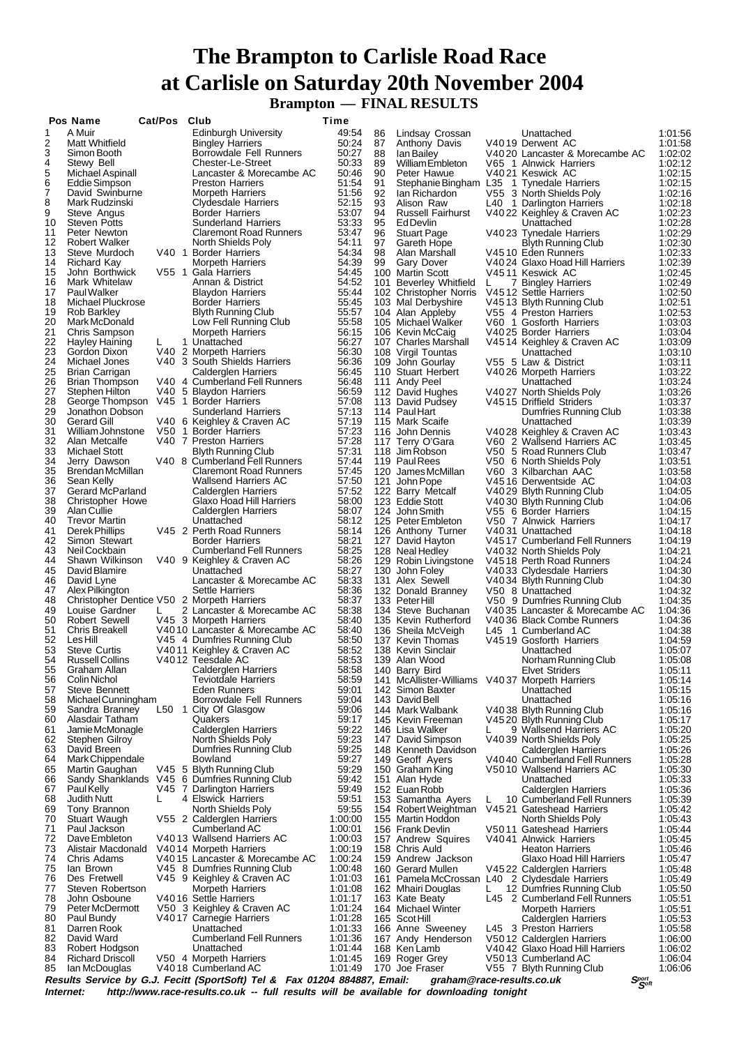# The Brampton to Carlisle Road Race at Carlisle on Saturday 20th November 2004

## Brampton — FINAL RESULTS

| Pos | Name | Cat/Pos | Club | Time |
|---|---|---|---|---|
| 1 | A Muir | | Edinburgh University | 49:54 |
| 2 | Matt Whitfield | | Bingley Harriers | 50:24 |
| 3 | Simon Booth | | Borrowdale Fell Runners | 50:27 |
| 4 | Stewy Bell | | Chester-Le-Street | 50:33 |
| 5 | Michael Aspinall | | Lancaster & Morecambe AC | 50:46 |
| 6 | Eddie Simpson | | Preston Harriers | 51:54 |
| 7 | David Swinburne | | Morpeth Harriers | 51:56 |
| 8 | Mark Rudzinski | | Clydesdale Harriers | 52:15 |
| 9 | Steve Angus | | Border Harriers | 53:07 |
| 10 | Steven Potts | | Sunderland Harriers | 53:33 |
| 11 | Peter Newton | | Claremont Road Runners | 53:47 |
| 12 | Robert Walker | | North Shields Poly | 54:11 |
| 13 | Steve Murdoch | V40 1 | Border Harriers | 54:34 |
| 14 | Richard Kay | | Morpeth Harriers | 54:39 |
| 15 | John Borthwick | V55 1 | Gala Harriers | 54:45 |
| 16 | Mark Whitelaw | | Annan & District | 54:52 |
| 17 | Paul Walker | | Blaydon Harriers | 55:44 |
| 18 | Michael Pluckrose | | Border Harriers | 55:45 |
| 19 | Rob Barkley | | Blyth Running Club | 55:57 |
| 20 | Mark McDonald | | Low Fell Running Club | 55:58 |
| 21 | Chris Sampson | | Morpeth Harriers | 56:15 |
| 22 | Hayley Haining | L 1 | Unattached | 56:27 |
| 23 | Gordon Dixon | V40 2 | Morpeth Harriers | 56:30 |
| 24 | Michael Jones | V40 3 | South Shields Harriers | 56:36 |
| 25 | Brian Carrigan | | Calderglen Harriers | 56:45 |
| 26 | Brian Thompson | V40 4 | Cumberland Fell Runners | 56:48 |
| 27 | Stephen Hilton | V40 5 | Blaydon Harriers | 56:59 |
| 28 | George Thompson | V45 1 | Border Harriers | 57:08 |
| 29 | Jonathon Dobson | | Sunderland Harriers | 57:13 |
| 30 | Gerard Gill | V40 6 | Keighley & Craven AC | 57:19 |
| 31 | William Johnstone | V50 1 | Border Harriers | 57:23 |
| 32 | Alan Metcalfe | V40 7 | Preston Harriers | 57:28 |
| 33 | Michael Stott | | Blyth Running Club | 57:31 |
| 34 | Jerry Dawson | V40 8 | Cumberland Fell Runners | 57:44 |
| 35 | Brendan McMillan | | Claremont Road Runners | 57:45 |
| 36 | Sean Kelly | | Wallsend Harriers AC | 57:50 |
| 37 | Gerard McParland | | Calderglen Harriers | 57:52 |
| 38 | Christopher Howe | | Glaxo Hoad Hill Harriers | 58:00 |
| 39 | Alan Cullie | | Calderglen Harriers | 58:07 |
| 40 | Trevor Martin | | Unattached | 58:12 |
| 41 | Derek Phillips | V45 2 | Perth Road Runners | 58:14 |
| 42 | Simon Stewart | | Border Harriers | 58:21 |
| 43 | Neil Cockbain | | Cumberland Fell Runners | 58:25 |
| 44 | Shawn Wilkinson | V40 9 | Keighley & Craven AC | 58:26 |
| 45 | David Blamire | | Unattached | 58:27 |
| 46 | David Lyne | | Lancaster & Morecambe AC | 58:33 |
| 47 | Alex Pilkington | | Settle Harriers | 58:36 |
| 48 | Christopher Dentice | V50 2 | Morpeth Harriers | 58:37 |
| 49 | Louise Gardner | L 2 | Lancaster & Morecambe AC | 58:38 |
| 50 | Robert Sewell | V45 3 | Morpeth Harriers | 58:40 |
| 51 | Chris Breakell | V40 10 | Lancaster & Morecambe AC | 58:40 |
| 52 | Les Hill | V45 4 | Dumfries Running Club | 58:50 |
| 53 | Steve Curtis | V40 11 | Keighley & Craven AC | 58:52 |
| 54 | Russell Collins | V40 12 | Teesdale AC | 58:53 |
| 55 | Graham Allan | | Calderglen Harriers | 58:58 |
| 56 | Colin Nichol | | Teviotdale Harriers | 58:59 |
| 57 | Steve Bennett | | Eden Runners | 59:01 |
| 58 | Michael Cunningham | | Borrowdale Fell Runners | 59:04 |
| 59 | Sandra Branney | L50 1 | City Of Glasgow | 59:06 |
| 60 | Alasdair Tatham | | Quakers | 59:17 |
| 61 | Jamie McMonagle | | Calderglen Harriers | 59:22 |
| 62 | Stephen Gilroy | | North Shields Poly | 59:23 |
| 63 | David Breen | | Dumfries Running Club | 59:25 |
| 64 | Mark Chippendale | | Bowland | 59:27 |
| 65 | Martin Gaughan | V45 5 | Blyth Running Club | 59:29 |
| 66 | Sandy Shanklands | V45 6 | Dumfries Running Club | 59:42 |
| 67 | Paul Kelly | V45 7 | Darlington Harriers | 59:49 |
| 68 | Judith Nutt | L 4 | Elswick Harriers | 59:51 |
| 69 | Tony Brannon | | North Shields Poly | 59:55 |
| 70 | Stuart Waugh | V55 2 | Calderglen Harriers | 1:00:00 |
| 71 | Paul Jackson | | Cumberland AC | 1:00:01 |
| 72 | Dave Embleton | V40 13 | Wallsend Harriers AC | 1:00:03 |
| 73 | Alistair Macdonald | V40 14 | Morpeth Harriers | 1:00:19 |
| 74 | Chris Adams | V40 15 | Lancaster & Morecambe AC | 1:00:24 |
| 75 | Ian Brown | V45 8 | Dumfries Running Club | 1:00:48 |
| 76 | Des Fretwell | V45 9 | Keighley & Craven AC | 1:01:03 |
| 77 | Steven Robertson | | Morpeth Harriers | 1:01:08 |
| 78 | John Osboune | V40 16 | Settle Harriers | 1:01:17 |
| 79 | Peter McDermott | V50 3 | Keighley & Craven AC | 1:01:24 |
| 80 | Paul Bundy | V40 17 | Carnegie Harriers | 1:01:28 |
| 81 | Darren Rook | | Unattached | 1:01:33 |
| 82 | David Ward | | Cumberland Fell Runners | 1:01:36 |
| 83 | Robert Hodgson | | Unattached | 1:01:44 |
| 84 | Richard Driscoll | V50 4 | Morpeth Harriers | 1:01:45 |
| 85 | Ian McDouglas | V40 18 | Cumberland AC | 1:01:49 |
| 86 | Lindsay Crossan | | Unattached | 1:01:56 |
| 87 | Anthony Davis | V40 19 | Derwent AC | 1:01:58 |
| 88 | Ian Bailey | V40 20 | Lancaster & Morecambe AC | 1:02:02 |
| 89 | William Embleton | V65 1 | Alnwick Harriers | 1:02:12 |
| 90 | Peter Hawue | V40 21 | Keswick AC | 1:02:15 |
| 91 | Stephanie Bingham | L35 1 | Tynedale Harriers | 1:02:15 |
| 92 | Ian Richardon | V55 3 | North Shields Poly | 1:02:16 |
| 93 | Alison Raw | L40 1 | Darlington Harriers | 1:02:18 |
| 94 | Russell Fairhurst | V40 22 | Keighley & Craven AC | 1:02:23 |
| 95 | Ed Devlin | | Unattached | 1:02:28 |
| 96 | Stuart Page | V40 23 | Tynedale Harriers | 1:02:29 |
| 97 | Gareth Hope | | Blyth Running Club | 1:02:30 |
| 98 | Alan Marshall | V45 10 | Eden Runners | 1:02:33 |
| 99 | Gary Dover | V40 24 | Glaxo Hoad Hill Harriers | 1:02:39 |
| 100 | Martin Scott | V45 11 | Keswick AC | 1:02:45 |
| 101 | Beverley Whitfield | L 7 | Bingley Harriers | 1:02:49 |
| 102 | Christopher Norris | V45 12 | Settle Harriers | 1:02:50 |
| 103 | Mal Derbyshire | V45 13 | Blyth Running Club | 1:02:51 |
| 104 | Alan Appleby | V55 4 | Preston Harriers | 1:02:53 |
| 105 | Michael Walker | V60 1 | Gosforth Harriers | 1:03:03 |
| 106 | Kevin McCaig | V40 25 | Border Harriers | 1:03:04 |
| 107 | Charles Marshall | V45 14 | Keighley & Craven AC | 1:03:09 |
| 108 | Virgil Tountas | | Unattached | 1:03:10 |
| 109 | John Gourlay | V55 5 | Law & District | 1:03:11 |
| 110 | Stuart Herbert | V40 26 | Morpeth Harriers | 1:03:22 |
| 111 | Andy Peel | | Unattached | 1:03:24 |
| 112 | David Hughes | V40 27 | North Shields Poly | 1:03:26 |
| 113 | David Pudsey | V45 15 | Driffield Striders | 1:03:37 |
| 114 | Paul Hart | | Dumfries Running Club | 1:03:38 |
| 115 | Mark Scaife | | Unattached | 1:03:39 |
| 116 | John Dennis | V40 28 | Keighley & Craven AC | 1:03:43 |
| 117 | Terry O'Gara | V60 2 | Wallsend Harriers AC | 1:03:45 |
| 118 | Jim Robson | V50 5 | Road Runners Club | 1:03:47 |
| 119 | Paul Rees | V50 6 | North Shields Poly | 1:03:51 |
| 120 | James McMillan | V60 3 | Kilbarchan AAC | 1:03:58 |
| 121 | John Pope | V45 16 | Derwentside AC | 1:04:03 |
| 122 | Barry Metcalf | V40 29 | Blyth Running Club | 1:04:05 |
| 123 | Eddie Stott | V40 30 | Blyth Running Club | 1:04:06 |
| 124 | John Smith | V55 6 | Border Harriers | 1:04:15 |
| 125 | Peter Embleton | V50 7 | Alnwick Harriers | 1:04:17 |
| 126 | Anthony Turner | V40 31 | Unattached | 1:04:18 |
| 127 | David Hayton | V45 17 | Cumberland Fell Runners | 1:04:19 |
| 128 | Neal Hedley | V40 32 | North Shields Poly | 1:04:21 |
| 129 | Robin Livingstone | V45 18 | Perth Road Runners | 1:04:24 |
| 130 | John Foley | V40 33 | Clydesdale Harriers | 1:04:30 |
| 131 | Alex Sewell | V40 34 | Blyth Running Club | 1:04:30 |
| 132 | Donald Branney | V50 8 | Unattached | 1:04:32 |
| 133 | Peter Hill | V50 9 | Dumfries Running Club | 1:04:35 |
| 134 | Steve Buchanan | V40 35 | Lancaster & Morecambe AC | 1:04:36 |
| 135 | Kevin Rutherford | V40 36 | Black Combe Runners | 1:04:36 |
| 136 | Sheila McVeigh | L45 1 | Cumberland AC | 1:04:38 |
| 137 | Kevin Thomas | V45 19 | Gosforth Harriers | 1:04:59 |
| 138 | Kevin Sinclair | | Unattached | 1:05:07 |
| 139 | Alan Wood | | Norham Running Club | 1:05:08 |
| 140 | Barry Bird | | Elvet Striders | 1:05:11 |
| 141 | McAllister-Williams | V40 37 | Morpeth Harriers | 1:05:14 |
| 142 | Simon Baxter | | Unattached | 1:05:15 |
| 143 | David Bell | | Unattached | 1:05:16 |
| 144 | Mark Walbank | V40 38 | Blyth Running Club | 1:05:16 |
| 145 | Kevin Freeman | V45 20 | Blyth Running Club | 1:05:17 |
| 146 | Lisa Walker | L 9 | Wallsend Harriers AC | 1:05:20 |
| 147 | David Simpson | V40 39 | North Shields Poly | 1:05:25 |
| 148 | Kenneth Davidson | | Calderglen Harriers | 1:05:26 |
| 149 | Geoff Ayers | V40 40 | Cumberland Fell Runners | 1:05:28 |
| 150 | Graham King | V50 10 | Wallsend Harriers AC | 1:05:30 |
| 151 | Alan Hyde | | Unattached | 1:05:33 |
| 152 | Euan Robb | | Calderglen Harriers | 1:05:36 |
| 153 | Samantha Ayers | L 10 | Cumberland Fell Runners | 1:05:39 |
| 154 | Robert Weightman | V45 21 | Gateshead Harriers | 1:05:42 |
| 155 | Martin Hoddon | | North Shields Poly | 1:05:43 |
| 156 | Frank Devlin | V50 11 | Gateshead Harriers | 1:05:44 |
| 157 | Andrew Squires | V40 41 | Alnwick Harriers | 1:05:45 |
| 158 | Chris Auld | | Heaton Harriers | 1:05:46 |
| 159 | Andrew Jackson | | Glaxo Hoad Hill Harriers | 1:05:47 |
| 160 | Gerard Mullen | V45 22 | Calderglen Harriers | 1:05:48 |
| 161 | Pamela McCrossan | L40 2 | Clydesdale Harriers | 1:05:49 |
| 162 | Mhairi Douglas | L 12 | Dumfries Running Club | 1:05:50 |
| 163 | Kate Beaty | L45 2 | Cumberland Fell Runners | 1:05:51 |
| 164 | Michael Winter | | Morpeth Harriers | 1:05:51 |
| 165 | Scot Hill | | Calderglen Harriers | 1:05:53 |
| 166 | Anne Sweeney | L45 3 | Preston Harriers | 1:05:58 |
| 167 | Andy Henderson | V50 12 | Calderglen Harriers | 1:06:00 |
| 168 | Ken Lamb | V40 42 | Glaxo Hoad Hill Harriers | 1:06:02 |
| 169 | Roger Grey | V50 13 | Cumberland AC | 1:06:04 |
| 170 | Joe Fraser | V55 7 | Blyth Running Club | 1:06:06 |

***Results Service by G.J. Fecitt (SportSoft) Tel & Fax 01204 884887, Email: graham@race-results.co.uk***

***Internet: http://www.race-results.co.uk -- full results will be available for downloading tonight***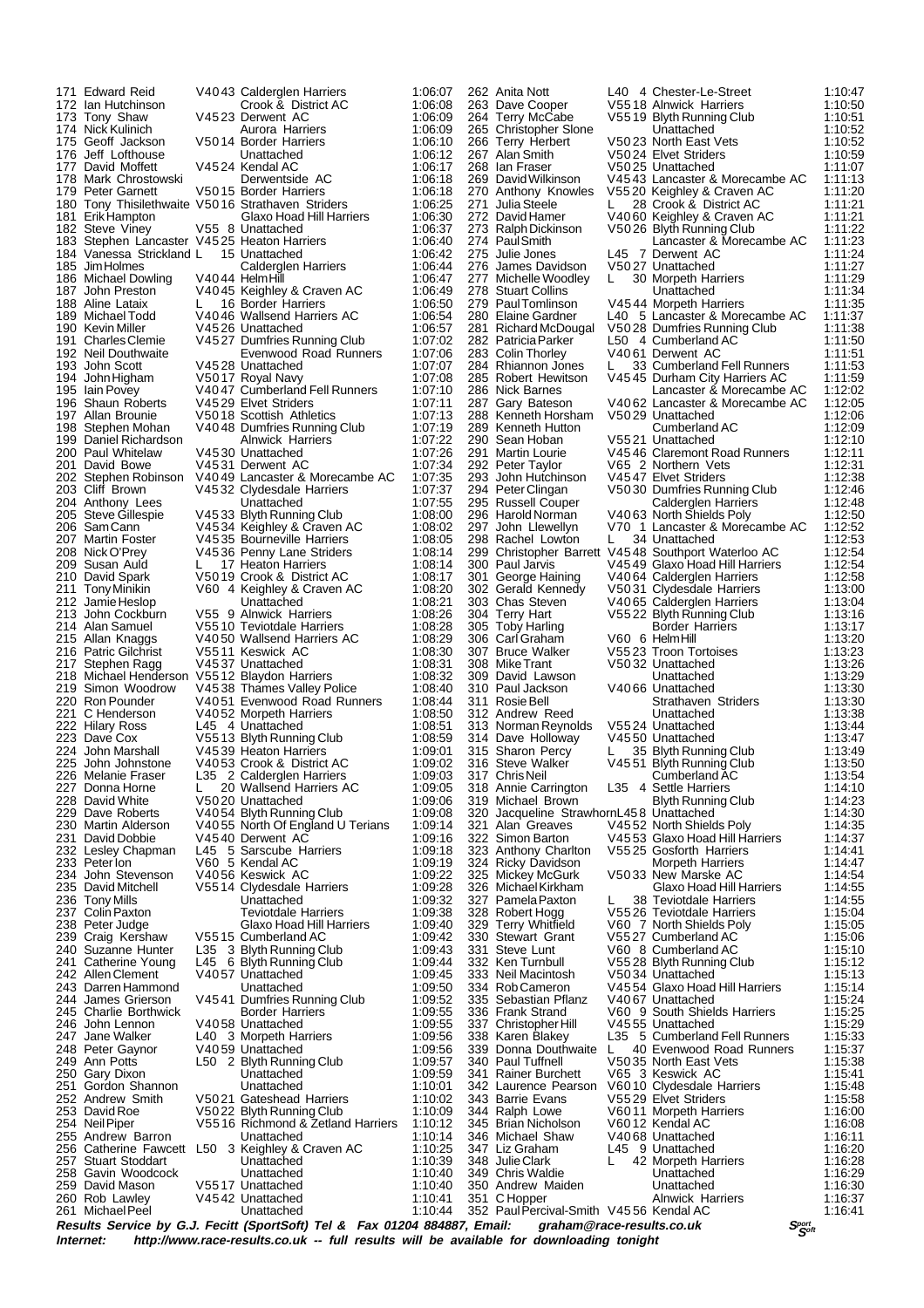| Pos | Name | Cat | Club | Time |
|---|---|---|---|---|
| 171 | Edward Reid | V40 43 | Calderglen Harriers | 1:06:07 |
| 172 | Ian Hutchinson | | Crook & District AC | 1:06:08 |
| 173 | Tony Shaw | V45 23 | Derwent AC | 1:06:09 |
| 174 | Nick Kulinich | | Aurora Harriers | 1:06:09 |
| 175 | Geoff Jackson | V50 14 | Border Harriers | 1:06:10 |
| 176 | Jeff Lofthouse | | Unattached | 1:06:12 |
| 177 | David Moffett | V45 24 | Kendal AC | 1:06:17 |
| 178 | Mark Chrostowski | | Derwentside AC | 1:06:18 |
| 179 | Peter Garnett | V50 15 | Border Harriers | 1:06:18 |
| 180 | Tony Thisilethwaite | V50 16 | Strathaven Striders | 1:06:25 |
| 181 | Erik Hampton | | Glaxo Hoad Hill Harriers | 1:06:30 |
| 182 | Steve Viney | V55 8 | Unattached | 1:06:37 |
| 183 | Stephen Lancaster | V45 25 | Heaton Harriers | 1:06:40 |
| 184 | Vanessa Strickland | L 15 | Unattached | 1:06:42 |
| 185 | Jim Holmes | | Calderglen Harriers | 1:06:44 |
| 186 | Michael Dowling | V40 44 | Helm Hill | 1:06:47 |
| 187 | John Preston | V40 45 | Keighley & Craven AC | 1:06:49 |
| 188 | Aline Lataix | L 16 | Border Harriers | 1:06:50 |
| 189 | Michael Todd | V40 46 | Wallsend Harriers AC | 1:06:54 |
| 190 | Kevin Miller | V45 26 | Unattached | 1:06:57 |
| 191 | Charles Clemie | V45 27 | Dumfries Running Club | 1:07:02 |
| 192 | Neil Douthwaite | | Evenwood Road Runners | 1:07:06 |
| 193 | John Scott | V45 28 | Unattached | 1:07:07 |
| 194 | John Higham | V50 17 | Royal Navy | 1:07:08 |
| 195 | Iain Povey | V40 47 | Cumberland Fell Runners | 1:07:10 |
| 196 | Shaun Roberts | V45 29 | Elvet Striders | 1:07:11 |
| 197 | Allan Brounie | V50 18 | Scottish Athletics | 1:07:13 |
| 198 | Stephen Mohan | V40 48 | Dumfries Running Club | 1:07:19 |
| 199 | Daniel Richardson | | Alnwick Harriers | 1:07:22 |
| 200 | Paul Whitelaw | V45 30 | Unattached | 1:07:26 |
| 201 | David Bowe | V45 31 | Derwent AC | 1:07:34 |
| 202 | Stephen Robinson | V40 49 | Lancaster & Morecambe AC | 1:07:35 |
| 203 | Cliff Brown | V45 32 | Clydesdale Harriers | 1:07:37 |
| 204 | Anthony Lees | | Unattached | 1:07:55 |
| 205 | Steve Gillespie | V45 33 | Blyth Running Club | 1:08:00 |
| 206 | Sam Cann | V45 34 | Keighley & Craven AC | 1:08:02 |
| 207 | Martin Foster | V45 35 | Bourneville Harriers | 1:08:05 |
| 208 | Nick O'Prey | V45 36 | Penny Lane Striders | 1:08:14 |
| 209 | Susan Auld | L 17 | Heaton Harriers | 1:08:14 |
| 210 | David Spark | V50 19 | Crook & District AC | 1:08:17 |
| 211 | Tony Minikin | V60 4 | Keighley & Craven AC | 1:08:20 |
| 212 | Jamie Heslop | | Unattached | 1:08:21 |
| 213 | John Cockburn | V55 9 | Alnwick Harriers | 1:08:26 |
| 214 | Alan Samuel | V55 10 | Teviotdale Harriers | 1:08:28 |
| 215 | Allan Knaggs | V40 50 | Wallsend Harriers AC | 1:08:29 |
| 216 | Patric Gilchrist | V55 11 | Keswick AC | 1:08:30 |
| 217 | Stephen Ragg | V45 37 | Unattached | 1:08:31 |
| 218 | Michael Henderson | V55 12 | Blaydon Harriers | 1:08:32 |
| 219 | Simon Woodrow | V45 38 | Thames Valley Police | 1:08:40 |
| 220 | Ron Pounder | V40 51 | Evenwood Road Runners | 1:08:44 |
| 221 | C Henderson | V40 52 | Morpeth Harriers | 1:08:50 |
| 222 | Hilary Ross | L45 4 | Unattached | 1:08:51 |
| 223 | Dave Cox | V55 13 | Blyth Running Club | 1:08:59 |
| 224 | John Marshall | V45 39 | Heaton Harriers | 1:09:01 |
| 225 | John Johnstone | V40 53 | Crook & District AC | 1:09:02 |
| 226 | Melanie Fraser | L35 2 | Calderglen Harriers | 1:09:03 |
| 227 | Donna Horne | L 20 | Wallsend Harriers AC | 1:09:05 |
| 228 | David White | V50 20 | Unattached | 1:09:06 |
| 229 | Dave Roberts | V40 54 | Blyth Running Club | 1:09:08 |
| 230 | Martin Alderson | V40 55 | North Of England U Terians | 1:09:14 |
| 231 | David Dobbie | V45 40 | Derwent AC | 1:09:16 |
| 232 | Lesley Chapman | L45 5 | Sarscube Harriers | 1:09:18 |
| 233 | Peter Ion | V60 5 | Kendal AC | 1:09:19 |
| 234 | John Stevenson | V40 56 | Keswick AC | 1:09:22 |
| 235 | David Mitchell | V55 14 | Clydesdale Harriers | 1:09:28 |
| 236 | Tony Mills | | Unattached | 1:09:32 |
| 237 | Colin Paxton | | Teviotdale Harriers | 1:09:38 |
| 238 | Peter Judge | | Glaxo Hoad Hill Harriers | 1:09:40 |
| 239 | Craig Kershaw | V55 15 | Cumberland AC | 1:09:42 |
| 240 | Suzanne Hunter | L35 3 | Blyth Running Club | 1:09:43 |
| 241 | Catherine Young | L45 6 | Blyth Running Club | 1:09:44 |
| 242 | Allen Clement | V40 57 | Unattached | 1:09:45 |
| 243 | Darren Hammond | | Unattached | 1:09:50 |
| 244 | James Grierson | V45 41 | Dumfries Running Club | 1:09:52 |
| 245 | Charlie Borthwick | | Border Harriers | 1:09:55 |
| 246 | John Lennon | V40 58 | Unattached | 1:09:55 |
| 247 | Jane Walker | L40 3 | Morpeth Harriers | 1:09:56 |
| 248 | Peter Gaynor | V40 59 | Unattached | 1:09:56 |
| 249 | Ann Potts | L50 2 | Blyth Running Club | 1:09:57 |
| 250 | Gary Dixon | | Unattached | 1:09:59 |
| 251 | Gordon Shannon | | Unattached | 1:10:01 |
| 252 | Andrew Smith | V50 21 | Gateshead Harriers | 1:10:02 |
| 253 | David Roe | V50 22 | Blyth Running Club | 1:10:09 |
| 254 | Neil Piper | V55 16 | Richmond & Zetland Harriers | 1:10:12 |
| 255 | Andrew Barron | | Unattached | 1:10:14 |
| 256 | Catherine Fawcett | L50 3 | Keighley & Craven AC | 1:10:25 |
| 257 | Stuart Stoddart | | Unattached | 1:10:39 |
| 258 | Gavin Woodcock | | Unattached | 1:10:40 |
| 259 | David Mason | V55 17 | Unattached | 1:10:40 |
| 260 | Rob Lawley | V45 42 | Unattached | 1:10:41 |
| 261 | Michael Peel | | Unattached | 1:10:44 |
| 262 | Anita Nott | L40 4 | Chester-Le-Street | 1:10:47 |
| 263 | Dave Cooper | V55 18 | Alnwick Harriers | 1:10:50 |
| 264 | Terry McCabe | V55 19 | Blyth Running Club | 1:10:51 |
| 265 | Christopher Slone | | Unattached | 1:10:52 |
| 266 | Terry Herbert | V50 23 | North East Vets | 1:10:52 |
| 267 | Alan Smith | V50 24 | Elvet Striders | 1:10:59 |
| 268 | Ian Fraser | V50 25 | Unattached | 1:11:07 |
| 269 | David Wilkinson | V45 43 | Lancaster & Morecambe AC | 1:11:13 |
| 270 | Anthony Knowles | V55 20 | Keighley & Craven AC | 1:11:20 |
| 271 | Julia Steele | L 28 | Crook & District AC | 1:11:21 |
| 272 | David Hamer | V40 60 | Keighley & Craven AC | 1:11:21 |
| 273 | Ralph Dickinson | V50 26 | Blyth Running Club | 1:11:22 |
| 274 | Paul Smith | | Lancaster & Morecambe AC | 1:11:23 |
| 275 | Julie Jones | L45 7 | Derwent AC | 1:11:24 |
| 276 | James Davidson | V50 27 | Unattached | 1:11:27 |
| 277 | Michelle Woodley | L 30 | Morpeth Harriers | 1:11:29 |
| 278 | Stuart Collins | | Unattached | 1:11:34 |
| 279 | Paul Tomlinson | V45 44 | Morpeth Harriers | 1:11:35 |
| 280 | Elaine Gardner | L40 5 | Lancaster & Morecambe AC | 1:11:37 |
| 281 | Richard McDougal | V50 28 | Dumfries Running Club | 1:11:38 |
| 282 | Patricia Parker | L50 4 | Cumberland AC | 1:11:50 |
| 283 | Colin Thorley | V40 61 | Derwent AC | 1:11:51 |
| 284 | Rhiannon Jones | L 33 | Cumberland Fell Runners | 1:11:53 |
| 285 | Robert Hewitson | V45 45 | Durham City Harriers AC | 1:11:59 |
| 286 | Nick Barnes | | Lancaster & Morecambe AC | 1:12:02 |
| 287 | Gary Bateson | V40 62 | Lancaster & Morecambe AC | 1:12:05 |
| 288 | Kenneth Horsham | V50 29 | Unattached | 1:12:06 |
| 289 | Kenneth Hutton | | Cumberland AC | 1:12:09 |
| 290 | Sean Hoban | V55 21 | Unattached | 1:12:10 |
| 291 | Martin Lourie | V45 46 | Claremont Road Runners | 1:12:11 |
| 292 | Peter Taylor | V65 2 | Northern Vets | 1:12:31 |
| 293 | John Hutchinson | V45 47 | Elvet Striders | 1:12:38 |
| 294 | Peter Clingan | V50 30 | Dumfries Running Club | 1:12:46 |
| 295 | Russell Couper | | Calderglen Harriers | 1:12:48 |
| 296 | Harold Norman | V40 63 | North Shields Poly | 1:12:50 |
| 297 | John Llewellyn | V70 1 | Lancaster & Morecambe AC | 1:12:52 |
| 298 | Rachel Lowton | L 34 | Unattached | 1:12:53 |
| 299 | Christopher Barrett | V45 48 | Southport Waterloo AC | 1:12:54 |
| 300 | Paul Jarvis | V45 49 | Glaxo Hoad Hill Harriers | 1:12:54 |
| 301 | George Haining | V40 64 | Calderglen Harriers | 1:12:58 |
| 302 | Gerald Kennedy | V50 31 | Clydesdale Harriers | 1:13:00 |
| 303 | Chas Steven | V40 65 | Calderglen Harriers | 1:13:04 |
| 304 | Terry Hart | V55 22 | Blyth Running Club | 1:13:16 |
| 305 | Toby Harling | | Border Harriers | 1:13:17 |
| 306 | Carl Graham | V60 6 | Helm Hill | 1:13:20 |
| 307 | Bruce Walker | V55 23 | Troon Tortoises | 1:13:23 |
| 308 | Mike Trant | V50 32 | Unattached | 1:13:26 |
| 309 | David Lawson | | Unattached | 1:13:29 |
| 310 | Paul Jackson | V40 66 | Unattached | 1:13:30 |
| 311 | Rosie Bell | | Strathaven Striders | 1:13:30 |
| 312 | Andrew Reed | | Unattached | 1:13:38 |
| 313 | Norman Reynolds | V55 24 | Unattached | 1:13:44 |
| 314 | Dave Holloway | V45 50 | Unattached | 1:13:47 |
| 315 | Sharon Percy | L 35 | Blyth Running Club | 1:13:49 |
| 316 | Steve Walker | V45 51 | Blyth Running Club | 1:13:50 |
| 317 | Chris Neil | | Cumberland AC | 1:13:54 |
| 318 | Annie Carrington | L35 4 | Settle Harriers | 1:14:10 |
| 319 | Michael Brown | | Blyth Running Club | 1:14:23 |
| 320 | Jacqueline Strawhorn | L45 8 | Unattached | 1:14:30 |
| 321 | Alan Greaves | V45 52 | North Shields Poly | 1:14:35 |
| 322 | Simon Barton | V45 53 | Glaxo Hoad Hill Harriers | 1:14:37 |
| 323 | Anthony Charlton | V55 25 | Gosforth Harriers | 1:14:41 |
| 324 | Ricky Davidson | | Morpeth Harriers | 1:14:47 |
| 325 | Mickey McGurk | V50 33 | New Marske AC | 1:14:54 |
| 326 | Michael Kirkham | | Glaxo Hoad Hill Harriers | 1:14:55 |
| 327 | Pamela Paxton | L 38 | Teviotdale Harriers | 1:14:55 |
| 328 | Robert Hogg | V55 26 | Teviotdale Harriers | 1:15:04 |
| 329 | Terry Whitfield | V60 7 | North Shields Poly | 1:15:05 |
| 330 | Stewart Grant | V55 27 | Cumberland AC | 1:15:06 |
| 331 | Steve Lunt | V60 8 | Cumberland AC | 1:15:10 |
| 332 | Ken Turnbull | V55 28 | Blyth Running Club | 1:15:12 |
| 333 | Neil Macintosh | V50 34 | Unattached | 1:15:13 |
| 334 | Rob Cameron | V45 54 | Glaxo Hoad Hill Harriers | 1:15:14 |
| 335 | Sebastian Pflanz | V40 67 | Unattached | 1:15:24 |
| 336 | Frank Strand | V60 9 | South Shields Harriers | 1:15:25 |
| 337 | Christopher Hill | V45 55 | Unattached | 1:15:29 |
| 338 | Karen Blakey | L35 5 | Cumberland Fell Runners | 1:15:33 |
| 339 | Donna Douthwaite | L 40 | Evenwood Road Runners | 1:15:37 |
| 340 | Paul Tuffnell | V50 35 | North East Vets | 1:15:38 |
| 341 | Rainer Burchett | V65 3 | Keswick AC | 1:15:41 |
| 342 | Laurence Pearson | V60 10 | Clydesdale Harriers | 1:15:48 |
| 343 | Barrie Evans | V55 29 | Elvet Striders | 1:15:58 |
| 344 | Ralph Lowe | V60 11 | Morpeth Harriers | 1:16:00 |
| 345 | Brian Nicholson | V60 12 | Kendal AC | 1:16:08 |
| 346 | Michael Shaw | V40 68 | Unattached | 1:16:11 |
| 347 | Liz Graham | L45 9 | Unattached | 1:16:20 |
| 348 | Julie Clark | L 42 | Morpeth Harriers | 1:16:28 |
| 349 | Chris Waldie | | Unattached | 1:16:29 |
| 350 | Andrew Maiden | | Unattached | 1:16:30 |
| 351 | C Hopper | | Alnwick Harriers | 1:16:37 |
| 352 | Paul Percival-Smith | V45 56 | Kendal AC | 1:16:41 |

***Results Service by G.J. Fecitt (SportSoft) Tel & Fax 01204 884887, Email: graham@race-results.co.uk***

***Internet: http://www.race-results.co.uk -- full results will be available for downloading tonight***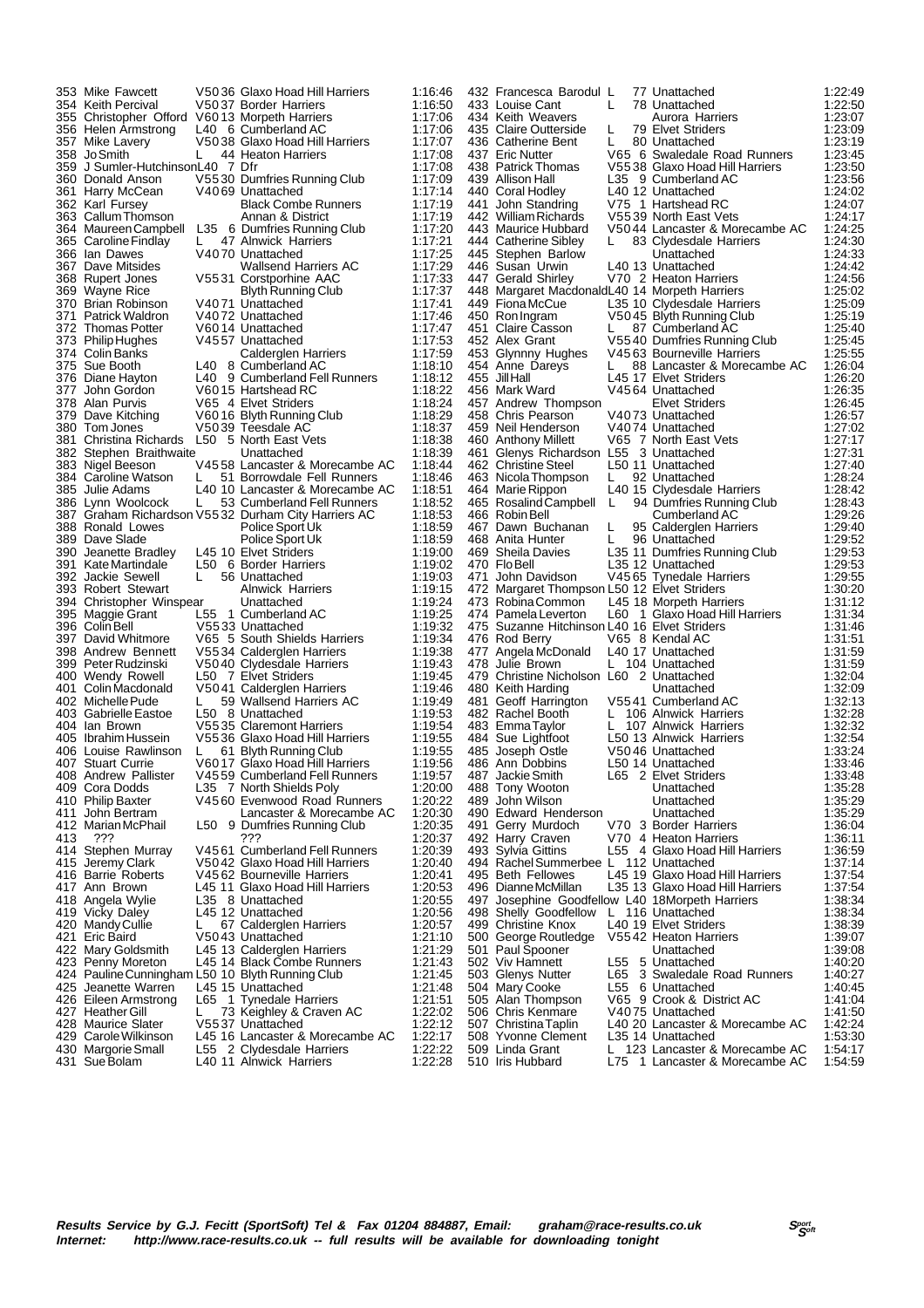| Pos | Name | Cat | Club | Time |
|---|---|---|---|---|
| 353 | Mike Fawcett | V50 36 | Glaxo Hoad Hill Harriers | 1:16:46 |
| 354 | Keith Percival | V50 37 | Border Harriers | 1:16:50 |
| 355 | Christopher Offord | V60 13 | Morpeth Harriers | 1:17:06 |
| 356 | Helen Armstrong | L40 6 | Cumberland AC | 1:17:06 |
| 357 | Mike Lavery | V50 38 | Glaxo Hoad Hill Harriers | 1:17:07 |
| 358 | Jo Smith | L 44 | Heaton Harriers | 1:17:08 |
| 359 | J Sumler-Hutchinson | L40 7 | Dfr | 1:17:08 |
| 360 | Donald Anson | V55 30 | Dumfries Running Club | 1:17:09 |
| 361 | Harry McCean | V40 69 | Unattached | 1:17:14 |
| 362 | Karl Fursey | | Black Combe Runners | 1:17:19 |
| 363 | Callum Thomson | | Annan & District | 1:17:19 |
| 364 | Maureen Campbell | L35 6 | Dumfries Running Club | 1:17:20 |
| 365 | Caroline Findlay | L 47 | Alnwick Harriers | 1:17:21 |
| 366 | Ian Dawes | V40 70 | Unattached | 1:17:25 |
| 367 | Dave Mitsides | | Wallsend Harriers AC | 1:17:29 |
| 368 | Rupert Jones | V55 31 | Corstporhine AAC | 1:17:33 |
| 369 | Wayne Rice | | Blyth Running Club | 1:17:37 |
| 370 | Brian Robinson | V40 71 | Unattached | 1:17:41 |
| 371 | Patrick Waldron | V40 72 | Unattached | 1:17:46 |
| 372 | Thomas Porter | V60 14 | Unattached | 1:17:47 |
| 373 | Philip Hughes | V45 57 | Unattached | 1:17:53 |
| 374 | Colin Banks | | Calderglen Harriers | 1:17:59 |
| 375 | Sue Booth | L40 8 | Cumberland AC | 1:18:10 |
| 376 | Diane Hayton | L40 9 | Cumberland Fell Runners | 1:18:12 |
| 377 | John Gordon | V60 15 | Hartshead RC | 1:18:22 |
| 378 | Alan Purvis | V65 4 | Elvet Striders | 1:18:24 |
| 379 | Dave Kitching | V60 16 | Blyth Running Club | 1:18:29 |
| 380 | Tom Jones | V50 39 | Teesdale AC | 1:18:37 |
| 381 | Christina Richards | L50 5 | North East Vets | 1:18:38 |
| 382 | Stephen Braithwaite | | Unattached | 1:18:39 |
| 383 | Nigel Beeson | V45 58 | Lancaster & Morecambe AC | 1:18:44 |
| 384 | Caroline Watson | L 51 | Borrowdale Fell Runners | 1:18:46 |
| 385 | Julie Adams | L40 10 | Lancaster & Morecambe AC | 1:18:51 |
| 386 | Lynn Woolcock | L 53 | Cumberland Fell Runners | 1:18:52 |
| 387 | Graham Richardson | V55 32 | Durham City Harriers AC | 1:18:53 |
| 388 | Ronald Lowes | | Police Sport Uk | 1:18:59 |
| 389 | Dave Slade | | Police Sport Uk | 1:18:59 |
| 390 | Jeanette Bradley | L45 10 | Elvet Striders | 1:19:00 |
| 391 | Kate Martindale | L50 6 | Border Harriers | 1:19:02 |
| 392 | Jackie Sewell | L 56 | Unattached | 1:19:03 |
| 393 | Robert Stewart | | Alnwick Harriers | 1:19:15 |
| 394 | Christopher Winspear | | Unattached | 1:19:24 |
| 395 | Maggie Grant | L55 1 | Cumberland AC | 1:19:25 |
| 396 | Colin Bell | V55 33 | Unattached | 1:19:32 |
| 397 | David Whitmore | V65 5 | South Shields Harriers | 1:19:34 |
| 398 | Andrew Bennett | V55 34 | Calderglen Harriers | 1:19:38 |
| 399 | Peter Rudzinski | V50 40 | Clydesdale Harriers | 1:19:43 |
| 400 | Wendy Rowell | L50 7 | Elvet Striders | 1:19:45 |
| 401 | Colin Macdonald | V50 41 | Calderglen Harriers | 1:19:46 |
| 402 | Michelle Pude | L 59 | Wallsend Harriers AC | 1:19:49 |
| 403 | Gabrielle Eastoe | L50 8 | Unattached | 1:19:53 |
| 404 | Ian Brown | V55 35 | Claremont Harriers | 1:19:54 |
| 405 | Ibrahim Hussein | V55 36 | Glaxo Hoad Hill Harriers | 1:19:55 |
| 406 | Louise Rawlinson | L 61 | Blyth Running Club | 1:19:55 |
| 407 | Stuart Currie | V60 17 | Glaxo Hoad Hill Harriers | 1:19:56 |
| 408 | Andrew Pallister | V45 59 | Cumberland Fell Runners | 1:19:57 |
| 409 | Cora Dodds | L35 7 | North Shields Poly | 1:20:00 |
| 410 | Philip Baxter | V45 60 | Evenwood Road Runners | 1:20:22 |
| 411 | John Bertram | | Lancaster & Morecambe AC | 1:20:30 |
| 412 | Marian McPhail | L50 9 | Dumfries Running Club | 1:20:35 |
| 413 | ??? | | ??? | 1:20:37 |
| 414 | Stephen Murray | V45 61 | Cumberland Fell Runners | 1:20:39 |
| 415 | Jeremy Clark | V50 42 | Glaxo Hoad Hill Harriers | 1:20:40 |
| 416 | Barrie Roberts | V45 62 | Bourneville Harriers | 1:20:41 |
| 417 | Ann Brown | L45 11 | Glaxo Hoad Hill Harriers | 1:20:53 |
| 418 | Angela Wylie | L35 8 | Unattached | 1:20:55 |
| 419 | Vicky Daley | L45 12 | Unattached | 1:20:56 |
| 420 | Mandy Cullie | L 67 | Calderglen Harriers | 1:20:57 |
| 421 | Eric Baird | V50 43 | Unattached | 1:21:10 |
| 422 | Mary Goldsmith | L45 13 | Calderglen Harriers | 1:21:29 |
| 423 | Penny Moreton | L45 14 | Black Combe Runners | 1:21:43 |
| 424 | Pauline Cunningham | L50 10 | Blyth Running Club | 1:21:45 |
| 425 | Jeanette Warren | L45 15 | Unattached | 1:21:48 |
| 426 | Eileen Armstrong | L65 1 | Tynedale Harriers | 1:21:51 |
| 427 | Heather Gill | L 73 | Keighley & Craven AC | 1:22:02 |
| 428 | Maurice Slater | V55 37 | Unattached | 1:22:12 |
| 429 | Carole Wilkinson | L45 16 | Lancaster & Morecambe AC | 1:22:17 |
| 430 | Margorie Small | L55 2 | Clydesdale Harriers | 1:22:22 |
| 431 | Sue Bolam | L40 11 | Alnwick Harriers | 1:22:28 |
| 432 | Francesca Barodul | L 77 | Unattached | 1:22:49 |
| 433 | Louise Cant | L 78 | Unattached | 1:22:50 |
| 434 | Keith Weavers | | Aurora Harriers | 1:23:07 |
| 435 | Claire Outterside | L 79 | Elvet Striders | 1:23:09 |
| 436 | Catherine Bent | L 80 | Unattached | 1:23:19 |
| 437 | Eric Nutter | V65 6 | Swaledale Road Runners | 1:23:45 |
| 438 | Patrick Thomas | V55 38 | Glaxo Hoad Hill Harriers | 1:23:50 |
| 439 | Allison Hall | L35 9 | Cumberland AC | 1:23:56 |
| 440 | Coral Hodley | L40 12 | Unattached | 1:24:02 |
| 441 | John Standring | V75 1 | Hartshead RC | 1:24:07 |
| 442 | William Richards | V55 39 | North East Vets | 1:24:17 |
| 443 | Maurice Hubbard | V50 44 | Lancaster & Morecambe AC | 1:24:25 |
| 444 | Catherine Sibley | L 83 | Clydesdale Harriers | 1:24:30 |
| 445 | Stephen Barlow | | Unattached | 1:24:33 |
| 446 | Susan Urwin | L40 13 | Unattached | 1:24:42 |
| 447 | Gerald Shirley | V70 2 | Heaton Harriers | 1:24:56 |
| 448 | Margaret Macdonald | L40 14 | Morpeth Harriers | 1:25:02 |
| 449 | Fiona McCue | L35 10 | Clydesdale Harriers | 1:25:09 |
| 450 | Ron Ingram | V50 45 | Blyth Running Club | 1:25:19 |
| 451 | Claire Casson | L 87 | Cumberland AC | 1:25:40 |
| 452 | Alex Grant | V55 40 | Dumfries Running Club | 1:25:45 |
| 453 | Glynnny Hughes | V45 63 | Bourneville Harriers | 1:25:55 |
| 454 | Anne Dareys | L 88 | Lancaster & Morecambe AC | 1:26:04 |
| 455 | Jill Hall | L45 17 | Elvet Striders | 1:26:20 |
| 456 | Mark Ward | V45 64 | Unattached | 1:26:35 |
| 457 | Andrew Thompson | | Elvet Striders | 1:26:45 |
| 458 | Chris Pearson | V40 73 | Unattached | 1:26:57 |
| 459 | Neil Henderson | V40 74 | Unattached | 1:27:02 |
| 460 | Anthony Millett | V65 7 | North East Vets | 1:27:17 |
| 461 | Glenys Richardson | L55 3 | Unattached | 1:27:31 |
| 462 | Christine Steel | L50 11 | Unattached | 1:27:40 |
| 463 | Nicola Thompson | L 92 | Unattached | 1:28:24 |
| 464 | Marie Rippon | L40 15 | Clydesdale Harriers | 1:28:42 |
| 465 | Rosalind Campbell | L 94 | Dumfries Running Club | 1:28:43 |
| 466 | Robin Bell | | Cumberland AC | 1:29:26 |
| 467 | Dawn Buchanan | L 95 | Calderglen Harriers | 1:29:40 |
| 468 | Anita Hunter | L 96 | Unattached | 1:29:52 |
| 469 | Sheila Davies | L35 11 | Dumfries Running Club | 1:29:53 |
| 470 | Flo Bell | L35 12 | Unattached | 1:29:53 |
| 471 | John Davidson | V45 65 | Tynedale Harriers | 1:29:55 |
| 472 | Margaret Thompson | L50 12 | Elvet Striders | 1:30:20 |
| 473 | Robina Common | L45 18 | Morpeth Harriers | 1:31:12 |
| 474 | Pamela Leverton | L60 1 | Glaxo Hoad Hill Harriers | 1:31:34 |
| 475 | Suzanne Hitchinson | L40 16 | Elvet Striders | 1:31:46 |
| 476 | Rod Berry | V65 8 | Kendal AC | 1:31:51 |
| 477 | Angela McDonald | L40 17 | Unattached | 1:31:59 |
| 478 | Julie Brown | L 104 | Unattached | 1:31:59 |
| 479 | Christine Nicholson | L60 2 | Unattached | 1:32:04 |
| 480 | Keith Harding | | Unattached | 1:32:09 |
| 481 | Geoff Harrington | V55 41 | Cumberland AC | 1:32:13 |
| 482 | Rachel Booth | L 106 | Alnwick Harriers | 1:32:28 |
| 483 | Emma Taylor | L 107 | Alnwick Harriers | 1:32:32 |
| 484 | Sue Lightfoot | L50 13 | Alnwick Harriers | 1:32:54 |
| 485 | Joseph Ostle | V50 46 | Unattached | 1:33:24 |
| 486 | Ann Dobbins | L50 14 | Unattached | 1:33:46 |
| 487 | Jackie Smith | L65 2 | Elvet Striders | 1:33:48 |
| 488 | Tony Wooton | | Unattached | 1:35:28 |
| 489 | John Wilson | | Unattached | 1:35:29 |
| 490 | Edward Henderson | | Unattached | 1:35:29 |
| 491 | Gerry Murdoch | V70 3 | Border Harriers | 1:36:04 |
| 492 | Harry Craven | V70 4 | Heaton Harriers | 1:36:11 |
| 493 | Sylvia Gittins | L55 4 | Glaxo Hoad Hill Harriers | 1:36:59 |
| 494 | Rachel Summerbee | L 112 | Unattached | 1:37:14 |
| 495 | Beth Fellowes | L45 19 | Glaxo Hoad Hill Harriers | 1:37:54 |
| 496 | Dianne McMillan | L35 13 | Glaxo Hoad Hill Harriers | 1:37:54 |
| 497 | Josephine Goodfellow | L40 18 | Morpeth Harriers | 1:38:34 |
| 498 | Shelly Goodfellow | L 116 | Unattached | 1:38:34 |
| 499 | Christine Knox | L40 19 | Elvet Striders | 1:38:39 |
| 500 | George Routledge | V55 42 | Heaton Harriers | 1:39:07 |
| 501 | Paul Spooner | | Unattached | 1:39:08 |
| 502 | Viv Hamnett | L55 5 | Unattached | 1:40:20 |
| 503 | Glenys Nutter | L65 3 | Swaledale Road Runners | 1:40:27 |
| 504 | Mary Cooke | L55 6 | Unattached | 1:40:45 |
| 505 | Alan Thompson | V65 9 | Crook & District AC | 1:41:04 |
| 506 | Chris Kenmare | V40 75 | Unattached | 1:41:50 |
| 507 | Christina Taplin | L40 20 | Lancaster & Morecambe AC | 1:42:24 |
| 508 | Yvonne Clement | L35 14 | Unattached | 1:53:30 |
| 509 | Linda Grant | L 123 | Lancaster & Morecambe AC | 1:54:17 |
| 510 | Iris Hubbard | L75 1 | Lancaster & Morecambe AC | 1:54:59 |

***Results Service by G.J. Fecitt (SportSoft) Tel & Fax 01204 884887, Email: graham@race-results.co.uk***
***Internet: http://www.race-results.co.uk -- full results will be available for downloading tonight***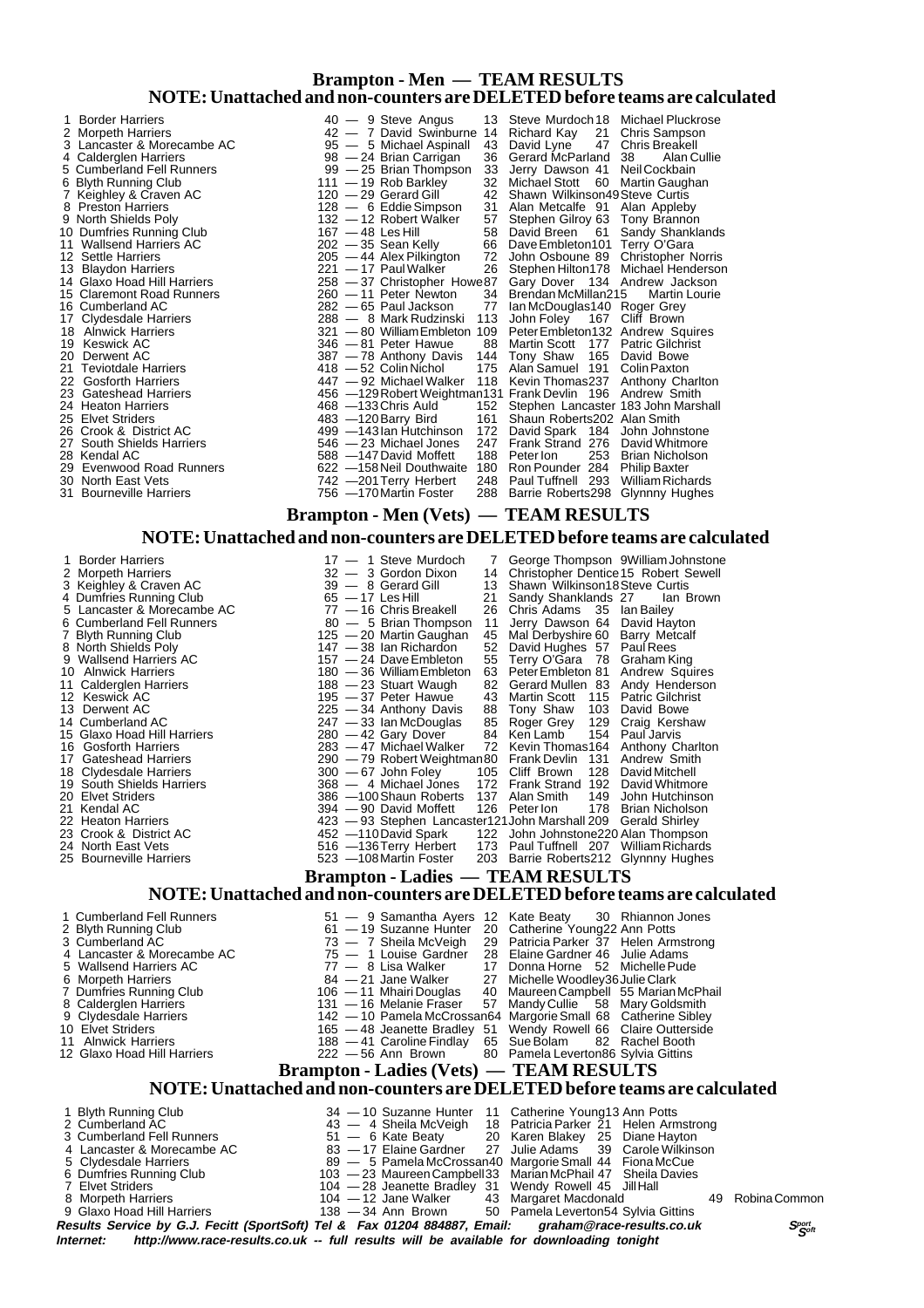## Brampton - Men — TEAM RESULTS

**NOTE: Unattached and non-counters are DELETED before teams are calculated**

| | | | | | |
|---|---|---|---|---|---|
| 1 | Border Harriers | 40 | 9 Steve Angus | 13 Steve Murdoch | 18 Michael Pluckrose |
| 2 | Morpeth Harriers | 42 | 7 David Swinburne | 14 Richard Kay | 21 Chris Sampson |
| 3 | Lancaster & Morecambe AC | 95 | 5 Michael Aspinall | 43 David Lyne | 47 Chris Breakell |
| 4 | Calderglen Harriers | 98 | 24 Brian Carrigan | 36 Gerard McParland | 38 Alan Cullie |
| 5 | Cumberland Fell Runners | 99 | 25 Brian Thompson | 33 Jerry Dawson | 41 Neil Cockbain |
| 6 | Blyth Running Club | 111 | 19 Rob Barkley | 32 Michael Stott | 60 Martin Gaughan |
| 7 | Keighley & Craven AC | 120 | 29 Gerard Gill | 42 Shawn Wilkinson | 49 Steve Curtis |
| 8 | Preston Harriers | 128 | 6 Eddie Simpson | 31 Alan Metcalfe | 91 Alan Appleby |
| 9 | North Shields Poly | 132 | 12 Robert Walker | 57 Stephen Gilroy | 63 Tony Brannon |
| 10 | Dumfries Running Club | 167 | 48 Les Hill | 58 David Breen | 61 Sandy Shanklands |
| 11 | Wallsend Harriers AC | 202 | 35 Sean Kelly | 66 Dave Embleton | 101 Terry O'Gara |
| 12 | Settle Harriers | 205 | 44 Alex Pilkington | 72 John Osboune | 89 Christopher Norris |
| 13 | Blaydon Harriers | 221 | 17 Paul Walker | 26 Stephen Hilton | 178 Michael Henderson |
| 14 | Glaxo Hoad Hill Harriers | 258 | 37 Christopher Howe | 87 Gary Dover | 134 Andrew Jackson |
| 15 | Claremont Road Runners | 260 | 11 Peter Newton | 34 Brendan McMillan | 215 Martin Lourie |
| 16 | Cumberland AC | 282 | 65 Paul Jackson | 77 Ian McDouglas | 140 Roger Grey |
| 17 | Clydesdale Harriers | 288 | 8 Mark Rudzinski | 113 John Foley | 167 Cliff Brown |
| 18 | Alnwick Harriers | 321 | 80 William Embleton | 109 Peter Embleton | 132 Andrew Squires |
| 19 | Keswick AC | 346 | 81 Peter Hawue | 88 Martin Scott | 177 Patric Gilchrist |
| 20 | Derwent AC | 387 | 78 Anthony Davis | 144 Tony Shaw | 165 David Bowe |
| 21 | Teviotdale Harriers | 418 | 52 Colin Nichol | 175 Alan Samuel | 191 Colin Paxton |
| 22 | Gosforth Harriers | 447 | 92 Michael Walker | 118 Kevin Thomas | 237 Anthony Charlton |
| 23 | Gateshead Harriers | 456 | 129 Robert Weightman | 131 Frank Devlin | 196 Andrew Smith |
| 24 | Heaton Harriers | 468 | 133 Chris Auld | 152 Stephen Lancaster | 183 John Marshall |
| 25 | Elvet Striders | 483 | 120 Barry Bird | 161 Shaun Roberts | 202 Alan Smith |
| 26 | Crook & District AC | 499 | 143 Ian Hutchinson | 172 David Spark | 184 John Johnstone |
| 27 | South Shields Harriers | 546 | 23 Michael Jones | 247 Frank Strand | 276 David Whitmore |
| 28 | Kendal AC | 588 | 147 David Moffett | 188 Peter Ion | 253 Brian Nicholson |
| 29 | Evenwood Road Runners | 622 | 158 Neil Douthwaite | 180 Ron Pounder | 284 Philip Baxter |
| 30 | North East Vets | 742 | 201 Terry Herbert | 248 Paul Tuffnell | 293 William Richards |
| 31 | Bourneville Harriers | 756 | 170 Martin Foster | 288 Barrie Roberts | 298 Glynnny Hughes |

## Brampton - Men (Vets) — TEAM RESULTS

**NOTE: Unattached and non-counters are DELETED before teams are calculated**

| | | | | | |
|---|---|---|---|---|---|
| 1 | Border Harriers | 17 | 1 Steve Murdoch | 7 George Thompson | 9 William Johnstone |
| 2 | Morpeth Harriers | 32 | 3 Gordon Dixon | 14 Christopher Dentice | 15 Robert Sewell |
| 3 | Keighley & Craven AC | 39 | 8 Gerard Gill | 13 Shawn Wilkinson | 18 Steve Curtis |
| 4 | Dumfries Running Club | 65 | 17 Les Hill | 21 Sandy Shanklands | 27 Ian Brown |
| 5 | Lancaster & Morecambe AC | 77 | 16 Chris Breakell | 26 Chris Adams | 35 Ian Bailey |
| 6 | Cumberland Fell Runners | 80 | 5 Brian Thompson | 11 Jerry Dawson | 64 David Hayton |
| 7 | Blyth Running Club | 125 | 20 Martin Gaughan | 45 Mal Derbyshire | 60 Barry Metcalf |
| 8 | North Shields Poly | 147 | 38 Ian Richardon | 52 David Hughes | 57 Paul Rees |
| 9 | Wallsend Harriers AC | 157 | 24 Dave Embleton | 55 Terry O'Gara | 78 Graham King |
| 10 | Alnwick Harriers | 180 | 36 William Embleton | 63 Peter Embleton | 81 Andrew Squires |
| 11 | Calderglen Harriers | 188 | 23 Stuart Waugh | 82 Gerard Mullen | 83 Andy Henderson |
| 12 | Keswick AC | 195 | 37 Peter Hawue | 43 Martin Scott | 115 Patric Gilchrist |
| 13 | Derwent AC | 225 | 34 Anthony Davis | 88 Tony Shaw | 103 David Bowe |
| 14 | Cumberland AC | 247 | 33 Ian McDouglas | 85 Roger Grey | 129 Craig Kershaw |
| 15 | Glaxo Hoad Hill Harriers | 280 | 42 Gary Dover | 84 Ken Lamb | 154 Paul Jarvis |
| 16 | Gosforth Harriers | 283 | 47 Michael Walker | 72 Kevin Thomas | 164 Anthony Charlton |
| 17 | Gateshead Harriers | 290 | 79 Robert Weightman | 80 Frank Devlin | 131 Andrew Smith |
| 18 | Clydesdale Harriers | 300 | 67 John Foley | 105 Cliff Brown | 128 David Mitchell |
| 19 | South Shields Harriers | 368 | 4 Michael Jones | 172 Frank Strand | 192 David Whitmore |
| 20 | Elvet Striders | 386 | 100 Shaun Roberts | 137 Alan Smith | 149 John Hutchinson |
| 21 | Kendal AC | 394 | 90 David Moffett | 126 Peter Ion | 178 Brian Nicholson |
| 22 | Heaton Harriers | 423 | 93 Stephen Lancaster | 121 John Marshall | 209 Gerald Shirley |
| 23 | Crook & District AC | 452 | 110 David Spark | 122 John Johnstone | 220 Alan Thompson |
| 24 | North East Vets | 516 | 136 Terry Herbert | 173 Paul Tuffnell | 207 William Richards |
| 25 | Bourneville Harriers | 523 | 108 Martin Foster | 203 Barrie Roberts | 212 Glynnny Hughes |

## Brampton - Ladies — TEAM RESULTS

**NOTE: Unattached and non-counters are DELETED before teams are calculated**

| | | | | | |
|---|---|---|---|---|---|
| 1 | Cumberland Fell Runners | 51 | 9 Samantha Ayers | 12 Kate Beaty | 30 Rhiannon Jones |
| 2 | Blyth Running Club | 61 | 19 Suzanne Hunter | 20 Catherine Young | 22 Ann Potts |
| 3 | Cumberland AC | 73 | 7 Sheila McVeigh | 29 Patricia Parker | 37 Helen Armstrong |
| 4 | Lancaster & Morecambe AC | 75 | 1 Louise Gardner | 28 Elaine Gardner | 46 Julie Adams |
| 5 | Wallsend Harriers AC | 77 | 8 Lisa Walker | 17 Donna Horne | 52 Michelle Pude |
| 6 | Morpeth Harriers | 84 | 21 Jane Walker | 27 Michelle Woodley | 36 Julie Clark |
| 7 | Dumfries Running Club | 106 | 11 Mhairi Douglas | 40 Maureen Campbell | 55 Marian McPhail |
| 8 | Calderglen Harriers | 131 | 16 Melanie Fraser | 57 Mandy Cullie | 58 Mary Goldsmith |
| 9 | Clydesdale Harriers | 142 | 10 Pamela McCrossan | 64 Margorie Small | 68 Catherine Sibley |
| 10 | Elvet Striders | 165 | 48 Jeanette Bradley | 51 Wendy Rowell | 66 Claire Outterside |
| 11 | Alnwick Harriers | 188 | 41 Caroline Findlay | 65 Sue Bolam | 82 Rachel Booth |
| 12 | Glaxo Hoad Hill Harriers | 222 | 56 Ann Brown | 80 Pamela Leverton | 86 Sylvia Gittins |

## Brampton - Ladies (Vets) — TEAM RESULTS

**NOTE: Unattached and non-counters are DELETED before teams are calculated**

| | | | | | | |
|---|---|---|---|---|---|---|
| 1 | Blyth Running Club | 34 | 10 Suzanne Hunter | 11 Catherine Young | 13 Ann Potts | |
| 2 | Cumberland AC | 43 | 4 Sheila McVeigh | 18 Patricia Parker | 21 Helen Armstrong | |
| 3 | Cumberland Fell Runners | 51 | 6 Kate Beaty | 20 Karen Blakey | 25 Diane Hayton | |
| 4 | Lancaster & Morecambe AC | 83 | 17 Elaine Gardner | 27 Julie Adams | 39 Carole Wilkinson | |
| 5 | Clydesdale Harriers | 89 | 5 Pamela McCrossan | 40 Margorie Small | 44 Fiona McCue | |
| 6 | Dumfries Running Club | 103 | 23 Maureen Campbell | 33 Marian McPhail | 47 Sheila Davies | |
| 7 | Elvet Striders | 104 | 28 Jeanette Bradley | 31 Wendy Rowell | 45 Jill Hall | |
| 8 | Morpeth Harriers | 104 | 12 Jane Walker | 43 Margaret Macdonald | | 49 Robina Common |
| 9 | Glaxo Hoad Hill Harriers | 138 | 34 Ann Brown | 50 Pamela Leverton | 54 Sylvia Gittins | |

***Results Service by G.J. Fecitt (SportSoft) Tel & Fax 01204 884887, Email: graham@race-results.co.uk***

***Internet: http://www.race-results.co.uk -- full results will be available for downloading tonight***